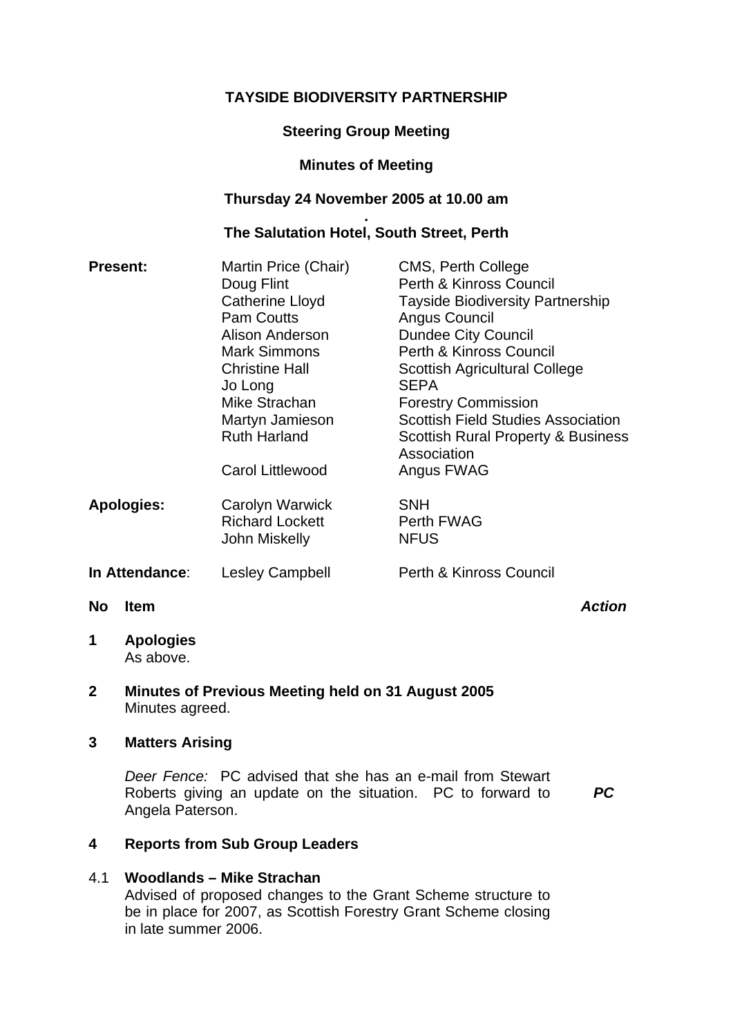**TAYSIDE BIODIVERSITY PARTNERSHIP**

**Steering Group Meeting**

**Minutes of Meeting**

**Thursday 24 November 2005 at 10.00 am**

**.**

**The Salutation Hotel, South Street, Perth**

| | | |
|---|---|---|
| **Present:** | Martin Price (Chair) | CMS, Perth College |
| | Doug Flint | Perth & Kinross Council |
| | Catherine Lloyd | Tayside Biodiversity Partnership |
| | Pam Coutts | Angus Council |
| | Alison Anderson | Dundee City Council |
| | Mark Simmons | Perth & Kinross Council |
| | Christine Hall | Scottish Agricultural College |
| | Jo Long | SEPA |
| | Mike Strachan | Forestry Commission |
| | Martyn Jamieson | Scottish Field Studies Association |
| | Ruth Harland | Scottish Rural Property & Business Association |
| | Carol Littlewood | Angus FWAG |
| **Apologies:** | Carolyn Warwick | SNH |
| | Richard Lockett | Perth FWAG |
| | John Miskelly | NFUS |
| **In Attendance**: | Lesley Campbell | Perth & Kinross Council |

| No | Item | *Action* |
|---|---|---|
| **1** | **Apologies** | |
| | As above. | |
| **2** | **Minutes of Previous Meeting held on 31 August 2005** | |
| | Minutes agreed. | |
| **3** | **Matters Arising** | |
| | *Deer Fence:* PC advised that she has an e-mail from Stewart Roberts giving an update on the situation. PC to forward to Angela Paterson. | ***PC*** |
| **4** | **Reports from Sub Group Leaders** | |
| 4.1 | **Woodlands – Mike Strachan** | |
| | Advised of proposed changes to the Grant Scheme structure to be in place for 2007, as Scottish Forestry Grant Scheme closing in late summer 2006. | |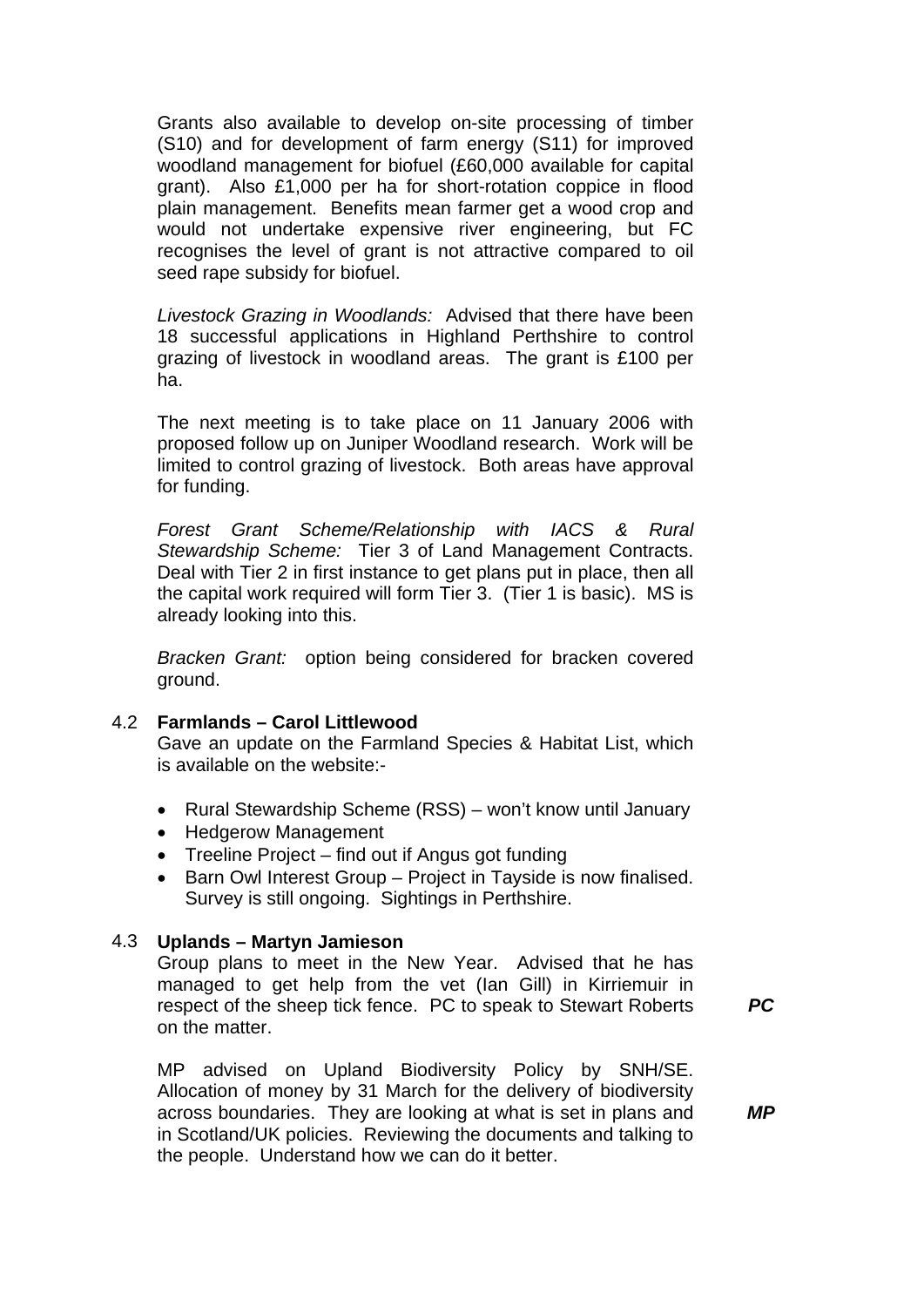Grants also available to develop on-site processing of timber (S10) and for development of farm energy (S11) for improved woodland management for biofuel (£60,000 available for capital grant). Also £1,000 per ha for short-rotation coppice in flood plain management. Benefits mean farmer get a wood crop and would not undertake expensive river engineering, but FC recognises the level of grant is not attractive compared to oil seed rape subsidy for biofuel.

*Livestock Grazing in Woodlands:* Advised that there have been 18 successful applications in Highland Perthshire to control grazing of livestock in woodland areas. The grant is £100 per ha.

The next meeting is to take place on 11 January 2006 with proposed follow up on Juniper Woodland research. Work will be limited to control grazing of livestock. Both areas have approval for funding.

*Forest Grant Scheme/Relationship with IACS & Rural Stewardship Scheme:* Tier 3 of Land Management Contracts. Deal with Tier 2 in first instance to get plans put in place, then all the capital work required will form Tier 3. (Tier 1 is basic). MS is already looking into this.

*Bracken Grant:* option being considered for bracken covered ground.

4.2 **Farmlands – Carol Littlewood**

Gave an update on the Farmland Species & Habitat List, which is available on the website:-

- Rural Stewardship Scheme (RSS) – won't know until January
- Hedgerow Management
- Treeline Project – find out if Angus got funding
- Barn Owl Interest Group – Project in Tayside is now finalised. Survey is still ongoing. Sightings in Perthshire.

4.3 **Uplands – Martyn Jamieson**

Group plans to meet in the New Year. Advised that he has managed to get help from the vet (Ian Gill) in Kirriemuir in respect of the sheep tick fence. PC to speak to Stewart Roberts on the matter. ***PC***

MP advised on Upland Biodiversity Policy by SNH/SE. Allocation of money by 31 March for the delivery of biodiversity across boundaries. They are looking at what is set in plans and in Scotland/UK policies. Reviewing the documents and talking to the people. Understand how we can do it better. ***MP***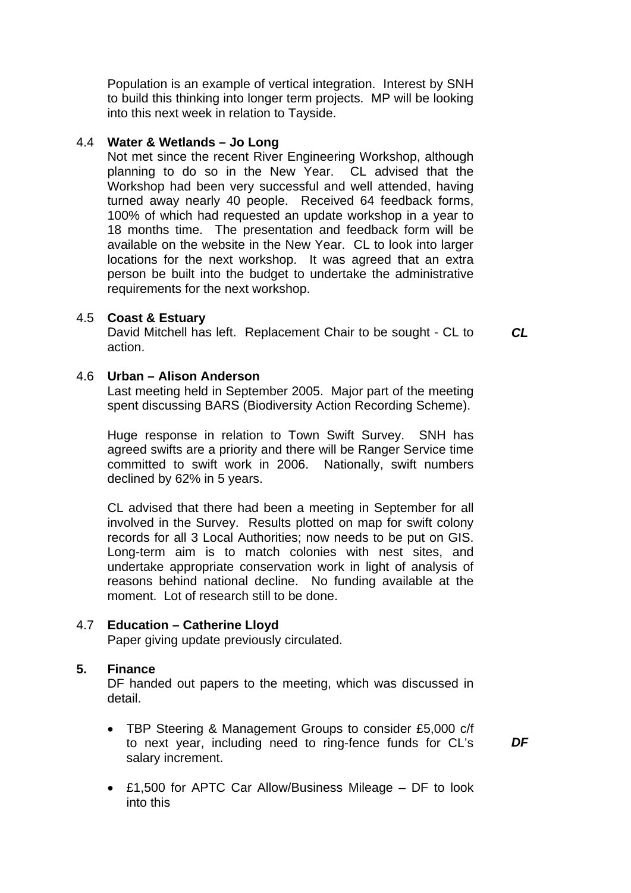Population is an example of vertical integration. Interest by SNH to build this thinking into longer term projects. MP will be looking into this next week in relation to Tayside.

4.4 **Water & Wetlands – Jo Long**

Not met since the recent River Engineering Workshop, although planning to do so in the New Year. CL advised that the Workshop had been very successful and well attended, having turned away nearly 40 people. Received 64 feedback forms, 100% of which had requested an update workshop in a year to 18 months time. The presentation and feedback form will be available on the website in the New Year. CL to look into larger locations for the next workshop. It was agreed that an extra person be built into the budget to undertake the administrative requirements for the next workshop.

4.5 **Coast & Estuary**

David Mitchell has left. Replacement Chair to be sought - CL to action. ***CL***

4.6 **Urban – Alison Anderson**

Last meeting held in September 2005. Major part of the meeting spent discussing BARS (Biodiversity Action Recording Scheme).

Huge response in relation to Town Swift Survey. SNH has agreed swifts are a priority and there will be Ranger Service time committed to swift work in 2006. Nationally, swift numbers declined by 62% in 5 years.

CL advised that there had been a meeting in September for all involved in the Survey. Results plotted on map for swift colony records for all 3 Local Authorities; now needs to be put on GIS. Long-term aim is to match colonies with nest sites, and undertake appropriate conservation work in light of analysis of reasons behind national decline. No funding available at the moment. Lot of research still to be done.

4.7 **Education – Catherine Lloyd**

Paper giving update previously circulated.

**5. Finance**

DF handed out papers to the meeting, which was discussed in detail.

- TBP Steering & Management Groups to consider £5,000 c/f to next year, including need to ring-fence funds for CL's salary increment. ***DF***
- £1,500 for APTC Car Allow/Business Mileage – DF to look into this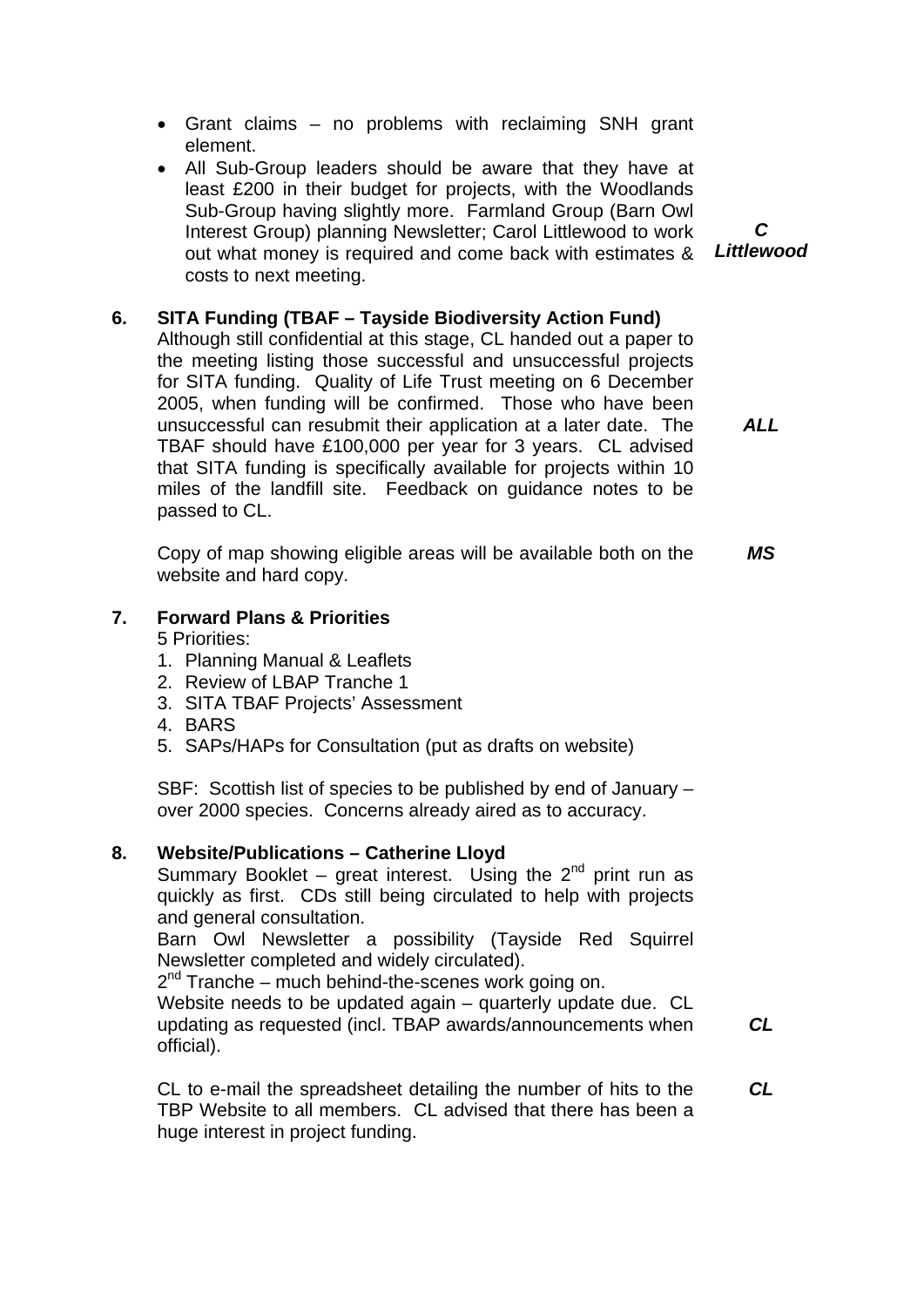- Grant claims – no problems with reclaiming SNH grant element.
- All Sub-Group leaders should be aware that they have at least £200 in their budget for projects, with the Woodlands Sub-Group having slightly more. Farmland Group (Barn Owl Interest Group) planning Newsletter; Carol Littlewood to work out what money is required and come back with estimates & costs to next meeting. ***C Littlewood***

**6. SITA Funding (TBAF – Tayside Biodiversity Action Fund)**

Although still confidential at this stage, CL handed out a paper to the meeting listing those successful and unsuccessful projects for SITA funding. Quality of Life Trust meeting on 6 December 2005, when funding will be confirmed. Those who have been unsuccessful can resubmit their application at a later date. The TBAF should have £100,000 per year for 3 years. CL advised that SITA funding is specifically available for projects within 10 miles of the landfill site. Feedback on guidance notes to be passed to CL. ***ALL***

Copy of map showing eligible areas will be available both on the website and hard copy. ***MS***

**7. Forward Plans & Priorities**

5 Priorities:

1. Planning Manual & Leaflets
2. Review of LBAP Tranche 1
3. SITA TBAF Projects' Assessment
4. BARS
5. SAPs/HAPs for Consultation (put as drafts on website)

SBF: Scottish list of species to be published by end of January – over 2000 species. Concerns already aired as to accuracy.

**8. Website/Publications – Catherine Lloyd**

Summary Booklet – great interest. Using the 2nd print run as quickly as first. CDs still being circulated to help with projects and general consultation.

Barn Owl Newsletter a possibility (Tayside Red Squirrel Newsletter completed and widely circulated).

2nd Tranche – much behind-the-scenes work going on.

Website needs to be updated again – quarterly update due. CL updating as requested (incl. TBAP awards/announcements when official). ***CL***

CL to e-mail the spreadsheet detailing the number of hits to the TBP Website to all members. CL advised that there has been a huge interest in project funding. ***CL***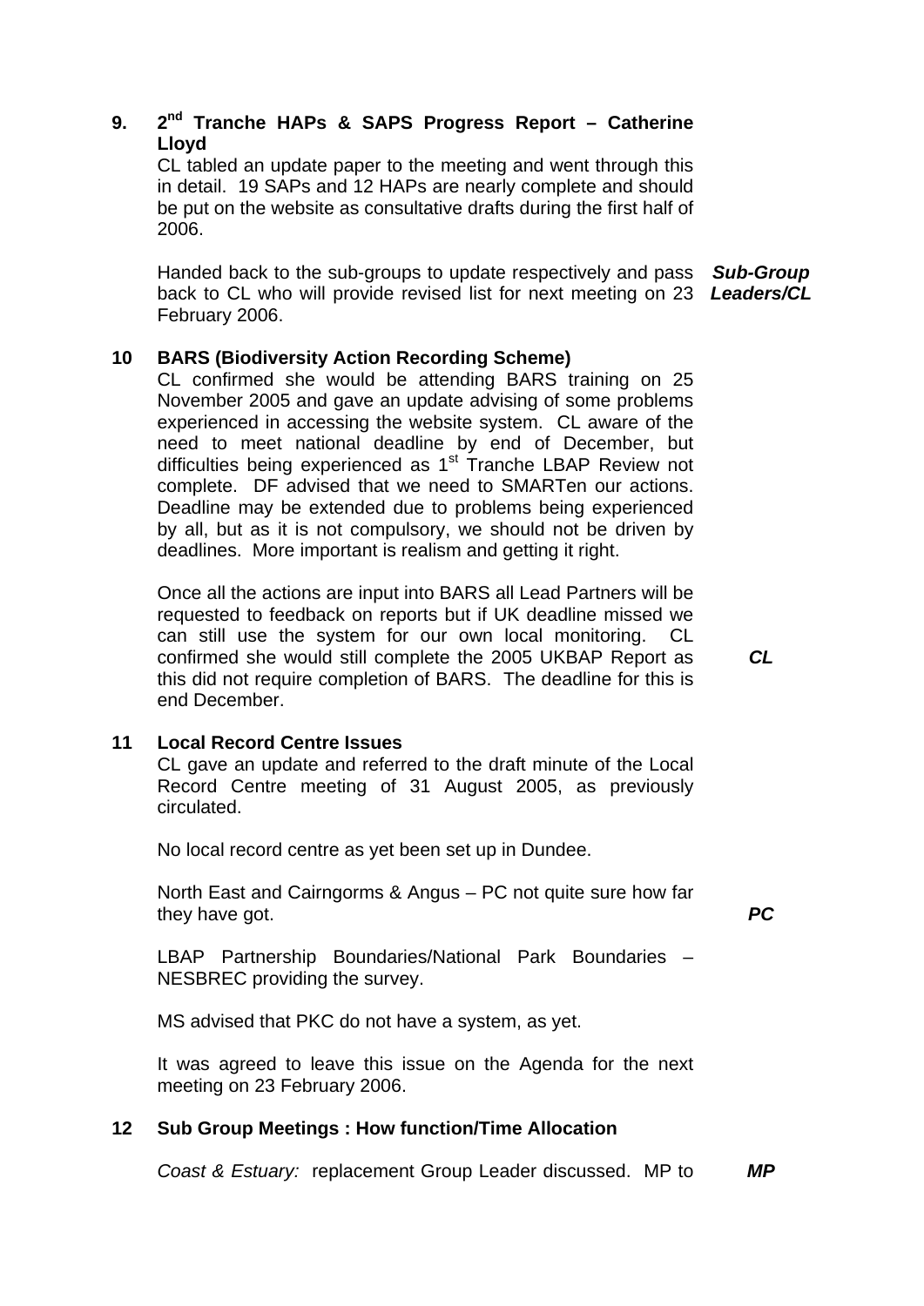## 9. 2nd Tranche HAPs & SAPS Progress Report – Catherine Lloyd

CL tabled an update paper to the meeting and went through this in detail. 19 SAPs and 12 HAPs are nearly complete and should be put on the website as consultative drafts during the first half of 2006.

Handed back to the sub-groups to update respectively and pass back to CL who will provide revised list for next meeting on 23 February 2006. ***Sub-Group Leaders/CL***

## 10 BARS (Biodiversity Action Recording Scheme)

CL confirmed she would be attending BARS training on 25 November 2005 and gave an update advising of some problems experienced in accessing the website system. CL aware of the need to meet national deadline by end of December, but difficulties being experienced as 1st Tranche LBAP Review not complete. DF advised that we need to SMARTen our actions. Deadline may be extended due to problems being experienced by all, but as it is not compulsory, we should not be driven by deadlines. More important is realism and getting it right.

Once all the actions are input into BARS all Lead Partners will be requested to feedback on reports but if UK deadline missed we can still use the system for our own local monitoring. CL confirmed she would still complete the 2005 UKBAP Report as this did not require completion of BARS. The deadline for this is end December. ***CL***

## 11 Local Record Centre Issues

CL gave an update and referred to the draft minute of the Local Record Centre meeting of 31 August 2005, as previously circulated.

No local record centre as yet been set up in Dundee.

North East and Cairngorms & Angus – PC not quite sure how far they have got. ***PC***

LBAP Partnership Boundaries/National Park Boundaries – NESBREC providing the survey.

MS advised that PKC do not have a system, as yet.

It was agreed to leave this issue on the Agenda for the next meeting on 23 February 2006.

## 12 Sub Group Meetings : How function/Time Allocation

*Coast & Estuary:* replacement Group Leader discussed. MP to ***MP***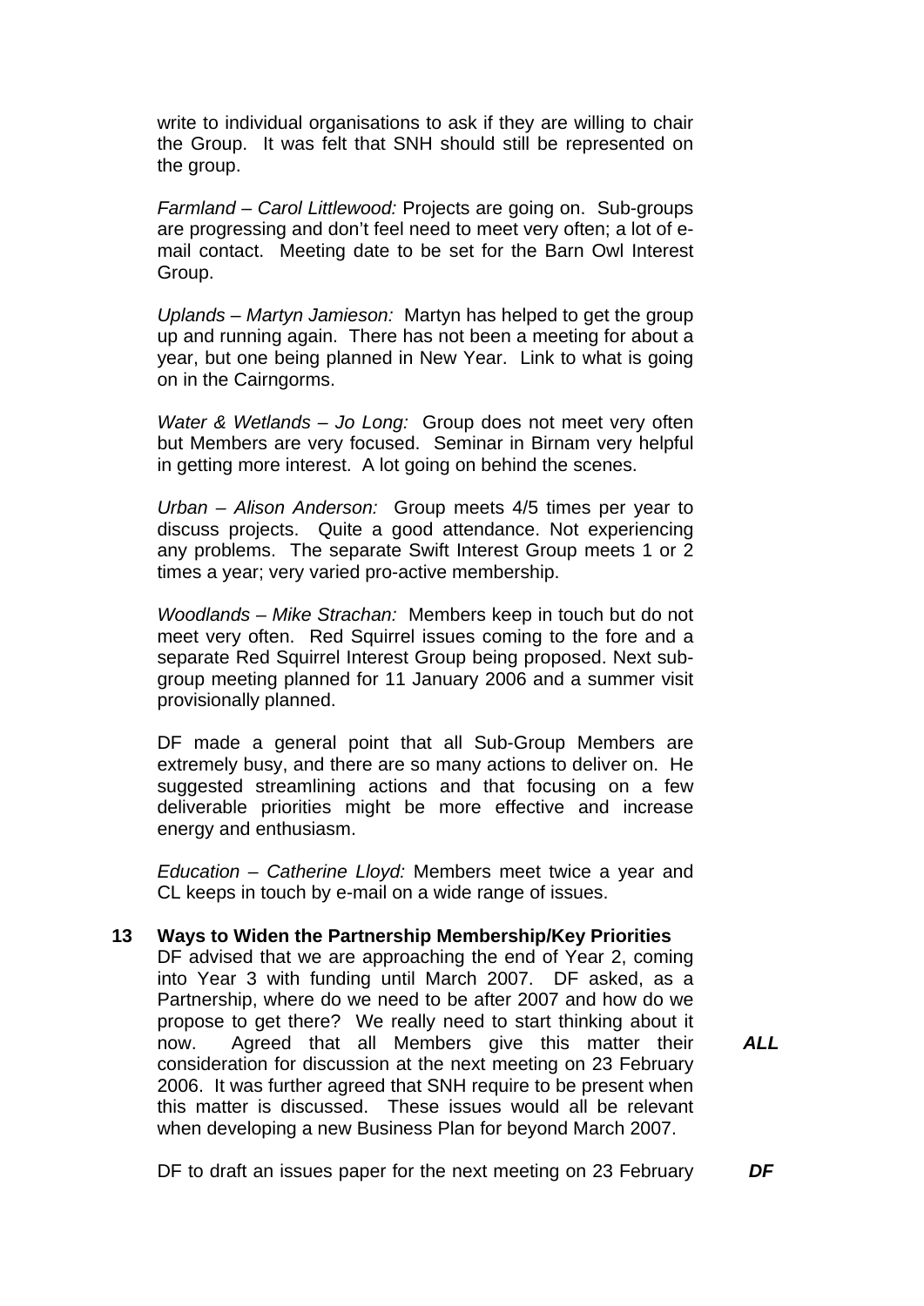write to individual organisations to ask if they are willing to chair the Group. It was felt that SNH should still be represented on the group.

*Farmland – Carol Littlewood:* Projects are going on. Sub-groups are progressing and don't feel need to meet very often; a lot of e-mail contact. Meeting date to be set for the Barn Owl Interest Group.

*Uplands – Martyn Jamieson:* Martyn has helped to get the group up and running again. There has not been a meeting for about a year, but one being planned in New Year. Link to what is going on in the Cairngorms.

*Water & Wetlands – Jo Long:* Group does not meet very often but Members are very focused. Seminar in Birnam very helpful in getting more interest. A lot going on behind the scenes.

*Urban – Alison Anderson:* Group meets 4/5 times per year to discuss projects. Quite a good attendance. Not experiencing any problems. The separate Swift Interest Group meets 1 or 2 times a year; very varied pro-active membership.

*Woodlands – Mike Strachan:* Members keep in touch but do not meet very often. Red Squirrel issues coming to the fore and a separate Red Squirrel Interest Group being proposed. Next sub-group meeting planned for 11 January 2006 and a summer visit provisionally planned.

DF made a general point that all Sub-Group Members are extremely busy, and there are so many actions to deliver on. He suggested streamlining actions and that focusing on a few deliverable priorities might be more effective and increase energy and enthusiasm.

*Education – Catherine Lloyd:* Members meet twice a year and CL keeps in touch by e-mail on a wide range of issues.

**13 Ways to Widen the Partnership Membership/Key Priorities**

DF advised that we are approaching the end of Year 2, coming into Year 3 with funding until March 2007. DF asked, as a Partnership, where do we need to be after 2007 and how do we propose to get there? We really need to start thinking about it now. Agreed that all Members give this matter their consideration for discussion at the next meeting on 23 February 2006. It was further agreed that SNH require to be present when this matter is discussed. These issues would all be relevant when developing a new Business Plan for beyond March 2007. ***ALL***

DF to draft an issues paper for the next meeting on 23 February ***DF***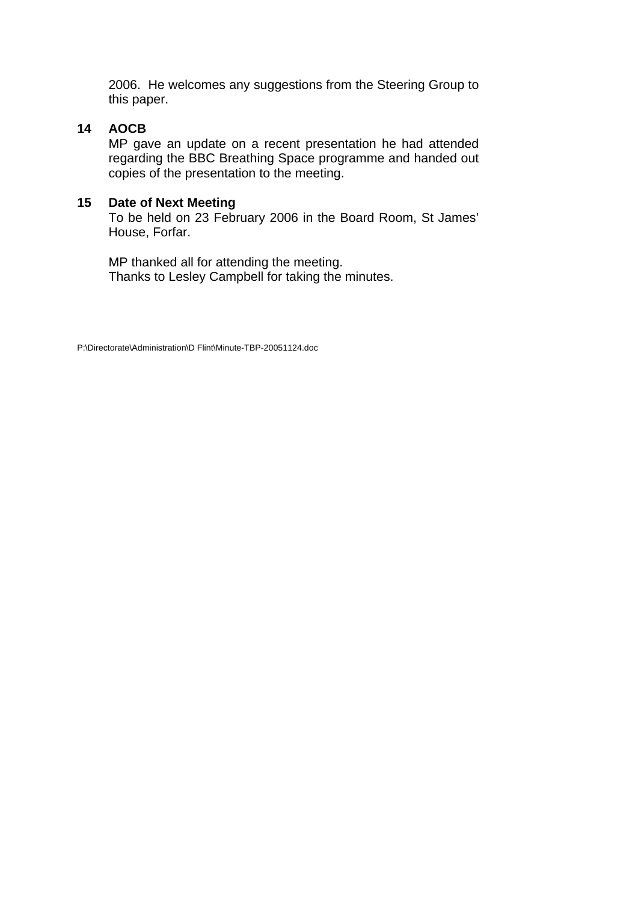2006. He welcomes any suggestions from the Steering Group to this paper.

## 14 AOCB

MP gave an update on a recent presentation he had attended regarding the BBC Breathing Space programme and handed out copies of the presentation to the meeting.

## 15 Date of Next Meeting

To be held on 23 February 2006 in the Board Room, St James' House, Forfar.

MP thanked all for attending the meeting.
Thanks to Lesley Campbell for taking the minutes.

P:\Directorate\Administration\D Flint\Minute-TBP-20051124.doc